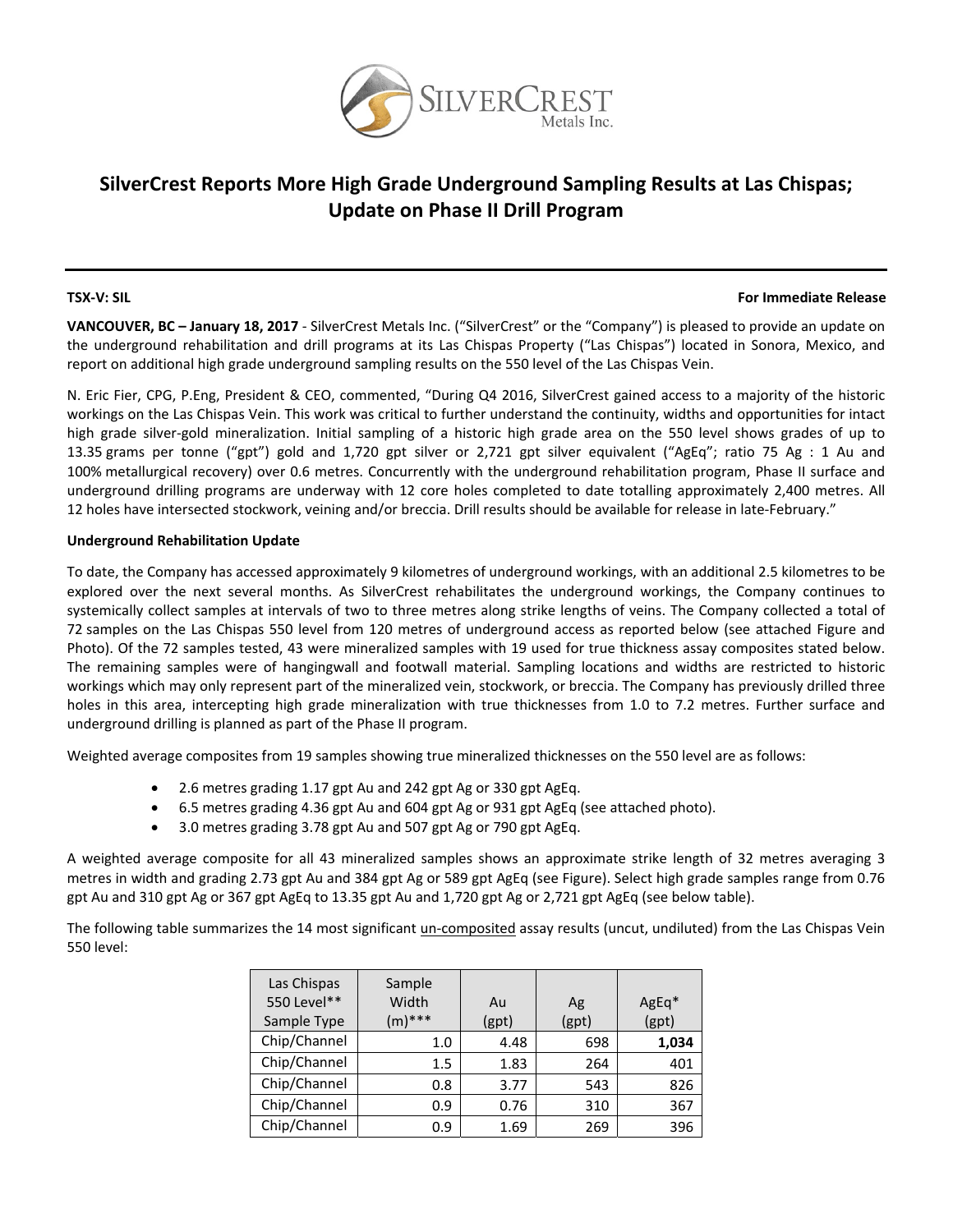# SilverCrest Reports More High Grade Underground Sampling Results at Las Chispas; Update on Phase II Drill Program

**TSX-V: SIL** **For Immediate Release**

**VANCOUVER, BC – January 18, 2017** - SilverCrest Metals Inc. ("SilverCrest" or the "Company") is pleased to provide an update on the underground rehabilitation and drill programs at its Las Chispas Property ("Las Chispas") located in Sonora, Mexico, and report on additional high grade underground sampling results on the 550 level of the Las Chispas Vein.

N. Eric Fier, CPG, P.Eng, President & CEO, commented, "During Q4 2016, SilverCrest gained access to a majority of the historic workings on the Las Chispas Vein. This work was critical to further understand the continuity, widths and opportunities for intact high grade silver-gold mineralization. Initial sampling of a historic high grade area on the 550 level shows grades of up to 13.35 grams per tonne ("gpt") gold and 1,720 gpt silver or 2,721 gpt silver equivalent ("AgEq"; ratio 75 Ag : 1 Au and 100% metallurgical recovery) over 0.6 metres. Concurrently with the underground rehabilitation program, Phase II surface and underground drilling programs are underway with 12 core holes completed to date totalling approximately 2,400 metres. All 12 holes have intersected stockwork, veining and/or breccia. Drill results should be available for release in late-February."

**Underground Rehabilitation Update**

To date, the Company has accessed approximately 9 kilometres of underground workings, with an additional 2.5 kilometres to be explored over the next several months. As SilverCrest rehabilitates the underground workings, the Company continues to systemically collect samples at intervals of two to three metres along strike lengths of veins. The Company collected a total of 72 samples on the Las Chispas 550 level from 120 metres of underground access as reported below (see attached Figure and Photo). Of the 72 samples tested, 43 were mineralized samples with 19 used for true thickness assay composites stated below. The remaining samples were of hangingwall and footwall material. Sampling locations and widths are restricted to historic workings which may only represent part of the mineralized vein, stockwork, or breccia. The Company has previously drilled three holes in this area, intercepting high grade mineralization with true thicknesses from 1.0 to 7.2 metres. Further surface and underground drilling is planned as part of the Phase II program.

Weighted average composites from 19 samples showing true mineralized thicknesses on the 550 level are as follows:

- 2.6 metres grading 1.17 gpt Au and 242 gpt Ag or 330 gpt AgEq.
- 6.5 metres grading 4.36 gpt Au and 604 gpt Ag or 931 gpt AgEq (see attached photo).
- 3.0 metres grading 3.78 gpt Au and 507 gpt Ag or 790 gpt AgEq.

A weighted average composite for all 43 mineralized samples shows an approximate strike length of 32 metres averaging 3 metres in width and grading 2.73 gpt Au and 384 gpt Ag or 589 gpt AgEq (see Figure). Select high grade samples range from 0.76 gpt Au and 310 gpt Ag or 367 gpt AgEq to 13.35 gpt Au and 1,720 gpt Ag or 2,721 gpt AgEq (see below table).

The following table summarizes the 14 most significant un-composited assay results (uncut, undiluted) from the Las Chispas Vein 550 level:

| Las Chispas 550 Level** Sample Type | Sample Width (m)*** | Au (gpt) | Ag (gpt) | AgEq* (gpt) |
|---|---|---|---|---|
| Chip/Channel | 1.0 | 4.48 | 698 | **1,034** |
| Chip/Channel | 1.5 | 1.83 | 264 | 401 |
| Chip/Channel | 0.8 | 3.77 | 543 | 826 |
| Chip/Channel | 0.9 | 0.76 | 310 | 367 |
| Chip/Channel | 0.9 | 1.69 | 269 | 396 |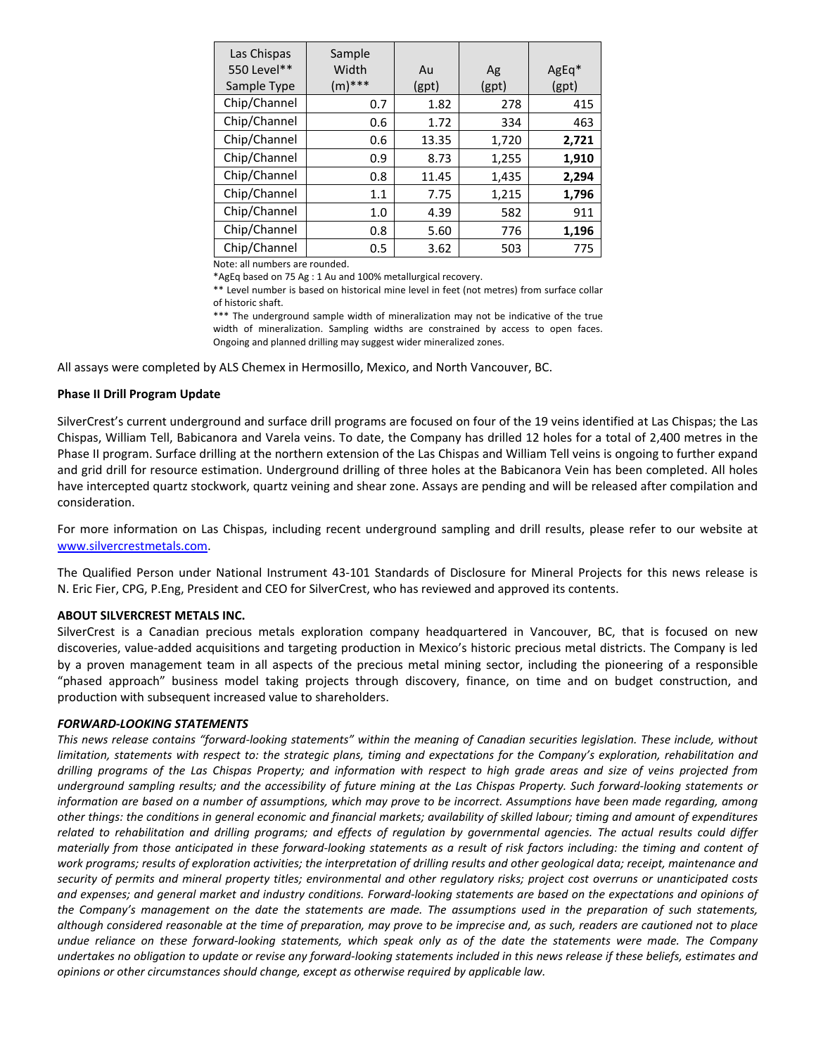| Las Chispas 550 Level** Sample Type | Sample Width (m)*** | Au (gpt) | Ag (gpt) | AgEq* (gpt) |
|---|---|---|---|---|
| Chip/Channel | 0.7 | 1.82 | 278 | 415 |
| Chip/Channel | 0.6 | 1.72 | 334 | 463 |
| Chip/Channel | 0.6 | 13.35 | 1,720 | **2,721** |
| Chip/Channel | 0.9 | 8.73 | 1,255 | **1,910** |
| Chip/Channel | 0.8 | 11.45 | 1,435 | **2,294** |
| Chip/Channel | 1.1 | 7.75 | 1,215 | **1,796** |
| Chip/Channel | 1.0 | 4.39 | 582 | 911 |
| Chip/Channel | 0.8 | 5.60 | 776 | **1,196** |
| Chip/Channel | 0.5 | 3.62 | 503 | 775 |

Note: all numbers are rounded.

*AgEq based on 75 Ag : 1 Au and 100% metallurgical recovery.

** Level number is based on historical mine level in feet (not metres) from surface collar of historic shaft.

*** The underground sample width of mineralization may not be indicative of the true width of mineralization. Sampling widths are constrained by access to open faces. Ongoing and planned drilling may suggest wider mineralized zones.

All assays were completed by ALS Chemex in Hermosillo, Mexico, and North Vancouver, BC.

**Phase II Drill Program Update**

SilverCrest's current underground and surface drill programs are focused on four of the 19 veins identified at Las Chispas; the Las Chispas, William Tell, Babicanora and Varela veins. To date, the Company has drilled 12 holes for a total of 2,400 metres in the Phase II program. Surface drilling at the northern extension of the Las Chispas and William Tell veins is ongoing to further expand and grid drill for resource estimation. Underground drilling of three holes at the Babicanora Vein has been completed. All holes have intercepted quartz stockwork, quartz veining and shear zone. Assays are pending and will be released after compilation and consideration.

For more information on Las Chispas, including recent underground sampling and drill results, please refer to our website at www.silvercrestmetals.com.

The Qualified Person under National Instrument 43-101 Standards of Disclosure for Mineral Projects for this news release is N. Eric Fier, CPG, P.Eng, President and CEO for SilverCrest, who has reviewed and approved its contents.

**ABOUT SILVERCREST METALS INC.**

SilverCrest is a Canadian precious metals exploration company headquartered in Vancouver, BC, that is focused on new discoveries, value-added acquisitions and targeting production in Mexico's historic precious metal districts. The Company is led by a proven management team in all aspects of the precious metal mining sector, including the pioneering of a responsible "phased approach" business model taking projects through discovery, finance, on time and on budget construction, and production with subsequent increased value to shareholders.

***FORWARD-LOOKING STATEMENTS***

*This news release contains "forward-looking statements" within the meaning of Canadian securities legislation. These include, without limitation, statements with respect to: the strategic plans, timing and expectations for the Company's exploration, rehabilitation and drilling programs of the Las Chispas Property; and information with respect to high grade areas and size of veins projected from underground sampling results; and the accessibility of future mining at the Las Chispas Property. Such forward-looking statements or information are based on a number of assumptions, which may prove to be incorrect. Assumptions have been made regarding, among other things: the conditions in general economic and financial markets; availability of skilled labour; timing and amount of expenditures related to rehabilitation and drilling programs; and effects of regulation by governmental agencies. The actual results could differ materially from those anticipated in these forward-looking statements as a result of risk factors including: the timing and content of work programs; results of exploration activities; the interpretation of drilling results and other geological data; receipt, maintenance and security of permits and mineral property titles; environmental and other regulatory risks; project cost overruns or unanticipated costs and expenses; and general market and industry conditions. Forward-looking statements are based on the expectations and opinions of the Company's management on the date the statements are made. The assumptions used in the preparation of such statements, although considered reasonable at the time of preparation, may prove to be imprecise and, as such, readers are cautioned not to place undue reliance on these forward-looking statements, which speak only as of the date the statements were made. The Company undertakes no obligation to update or revise any forward-looking statements included in this news release if these beliefs, estimates and opinions or other circumstances should change, except as otherwise required by applicable law.*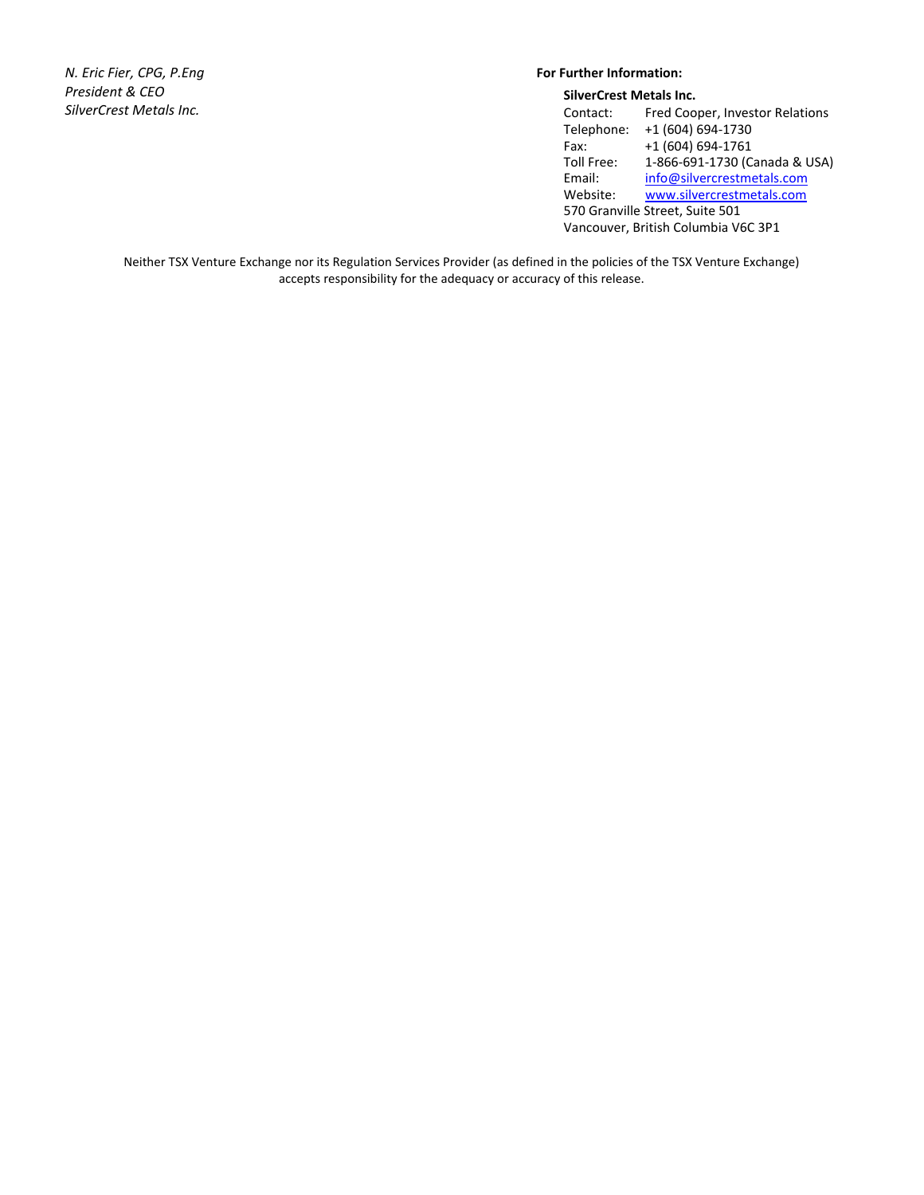*N. Eric Fier, CPG, P.Eng*
*President & CEO*
*SilverCrest Metals Inc.*

**For Further Information:**

**SilverCrest Metals Inc.**

Contact: Fred Cooper, Investor Relations
Telephone: +1 (604) 694-1730
Fax: +1 (604) 694-1761
Toll Free: 1-866-691-1730 (Canada & USA)
Email: info@silvercrestmetals.com
Website: www.silvercrestmetals.com
570 Granville Street, Suite 501
Vancouver, British Columbia V6C 3P1

Neither TSX Venture Exchange nor its Regulation Services Provider (as defined in the policies of the TSX Venture Exchange) accepts responsibility for the adequacy or accuracy of this release.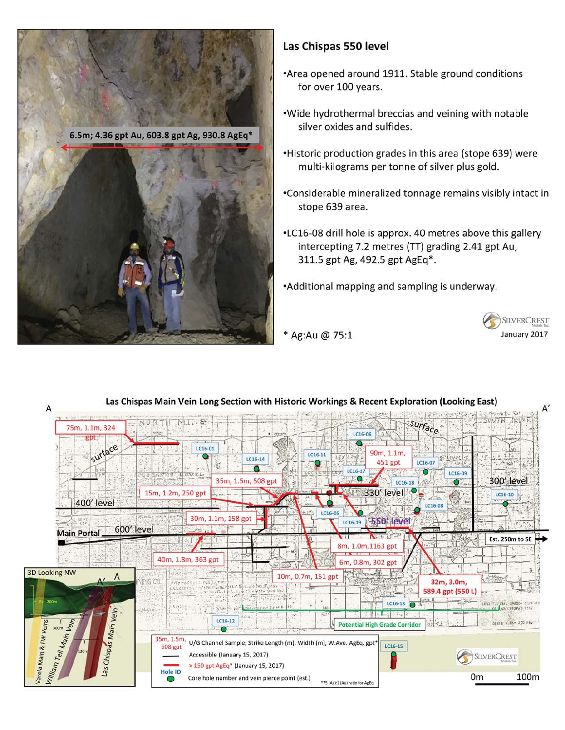6.5m; 4.36 gpt Au, 603.8 gpt Ag, 930.8 AgEq*

## Las Chispas 550 level

- Area opened around 1911. Stable ground conditions for over 100 years.
- Wide hydrothermal breccias and veining with notable silver oxides and sulfides.
- Historic production grades in this area (stope 639) were multi-kilograms per tonne of silver plus gold.
- Considerable mineralized tonnage remains visibly intact in stope 639 area.
- LC16-08 drill hole is approx. 40 metres above this gallery intercepting 7.2 metres (TT) grading 2.41 gpt Au, 311.5 gpt Ag, 492.5 gpt AgEq*.
- Additional mapping and sampling is underway.

\* Ag:Au @ 75:1

SilverCrest Metals Inc.
January 2017

## Las Chispas Main Vein Long Section with Historic Workings & Recent Exploration (Looking East)

A
A'

75m, 1.1m, 324 gpt
surface
LC16-01
LC16-14
LC16-11
LC16-06
90m, 1.1m, 451 gpt
LC16-07
LC16-09
LC16-17
35m, 1.5m, 508 gpt
LC16-18
300' level
15m, 1.2m, 250 gpt
330' level
LC16-10
400' level
LC16-08
LC16-05
30m, 1.1m, 158 gpt
LC16-19
550' level
Main Portal
600' level
Est. 250m to SE
8m, 1.0m,1163 gpt
40m, 1.8m, 363 gpt
6m, 0.8m, 302 gpt
10m, 0.7m, 151 gpt
32m, 3.0m, 589.4 gpt (550 L)
LC16-13
LC16-12
Potential High Grade Corridor
LC16-15

3D Looking NW
Est. 200m
300m
120m
Varela Main & FW Veins
William Tell Main Vein
Las Chispas Main Vein

35m, 1.5m, 508 gpt — U/G Channel Sample; Strike Length (m), Width (m), W.Ave. AgEq. gpt*
Accessible (January 15, 2017)
\> 150 gpt AgEq* (January 15, 2017)
Hole ID — Core hole number and vein pierce point (est.)
*75 (Ag):1 (Au) ratio for AgEq

SilverCrest Metals Inc.

0m 100m